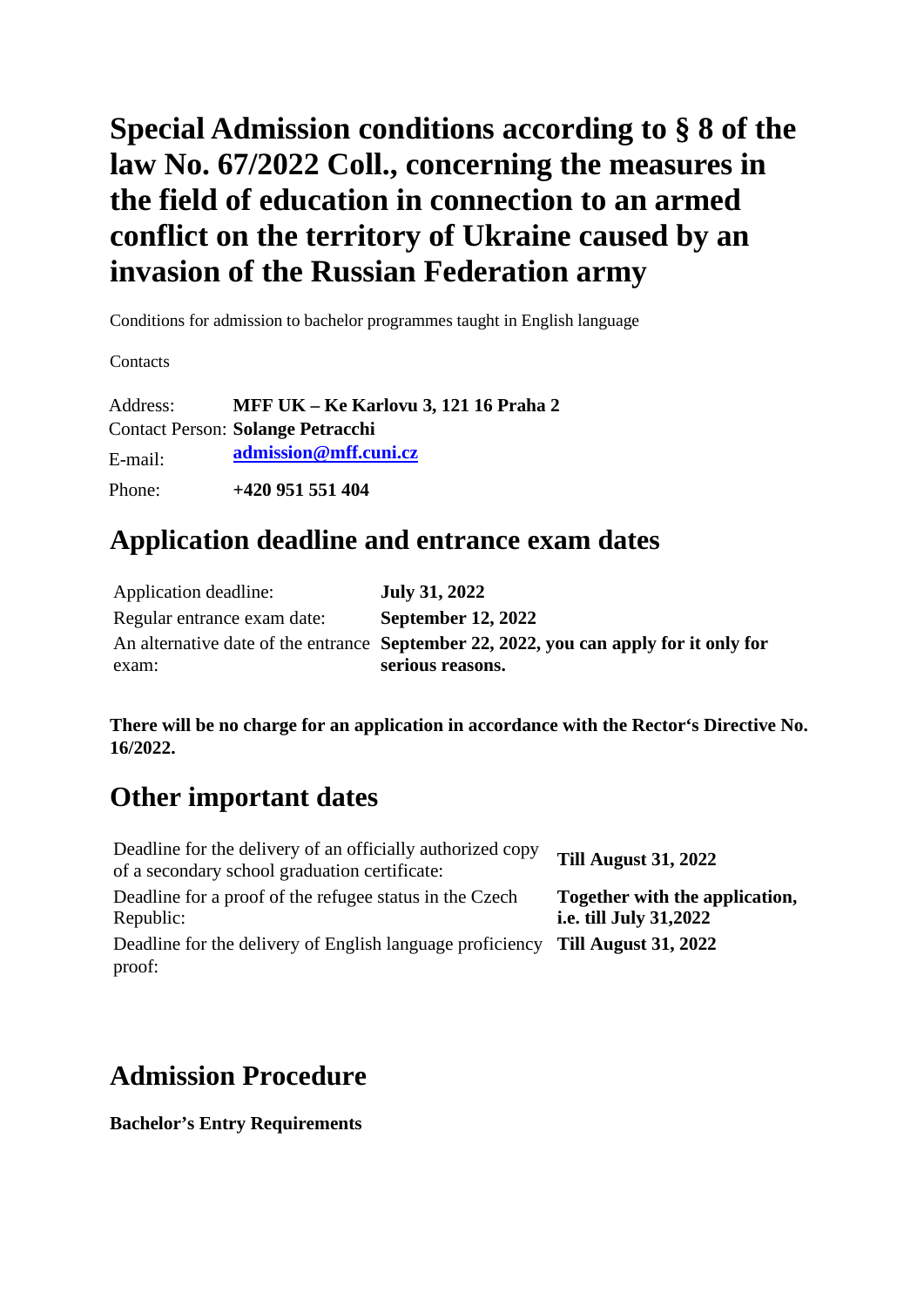# Special Admission conditions according to § 8 of the law No. 67/2022 Coll., concerning the measures in the field of education in connection to an armed conflict on the territory of Ukraine caused by an invasion of the Russian Federation army

Conditions for admission to bachelor programmes taught in English language

Contacts

| | |
|---|---|
| Address: | **MFF UK – Ke Karlovu 3, 121 16 Praha 2** |
| Contact Person: | **Solange Petracchi** |
| E-mail: | **admission@mff.cuni.cz** |
| Phone: | **+420 951 551 404** |

## Application deadline and entrance exam dates

| | |
|---|---|
| Application deadline: | **July 31, 2022** |
| Regular entrance exam date: | **September 12, 2022** |
| An alternative date of the entrance exam: | **September 22, 2022, you can apply for it only for serious reasons.** |

**There will be no charge for an application in accordance with the Rector‘s Directive No. 16/2022.**

## Other important dates

| | |
|---|---|
| Deadline for the delivery of an officially authorized copy of a secondary school graduation certificate: | **Till August 31, 2022** |
| Deadline for a proof of the refugee status in the Czech Republic: | **Together with the application, i.e. till July 31,2022** |
| Deadline for the delivery of English language proficiency proof: | **Till August 31, 2022** |

## Admission Procedure

**Bachelor’s Entry Requirements**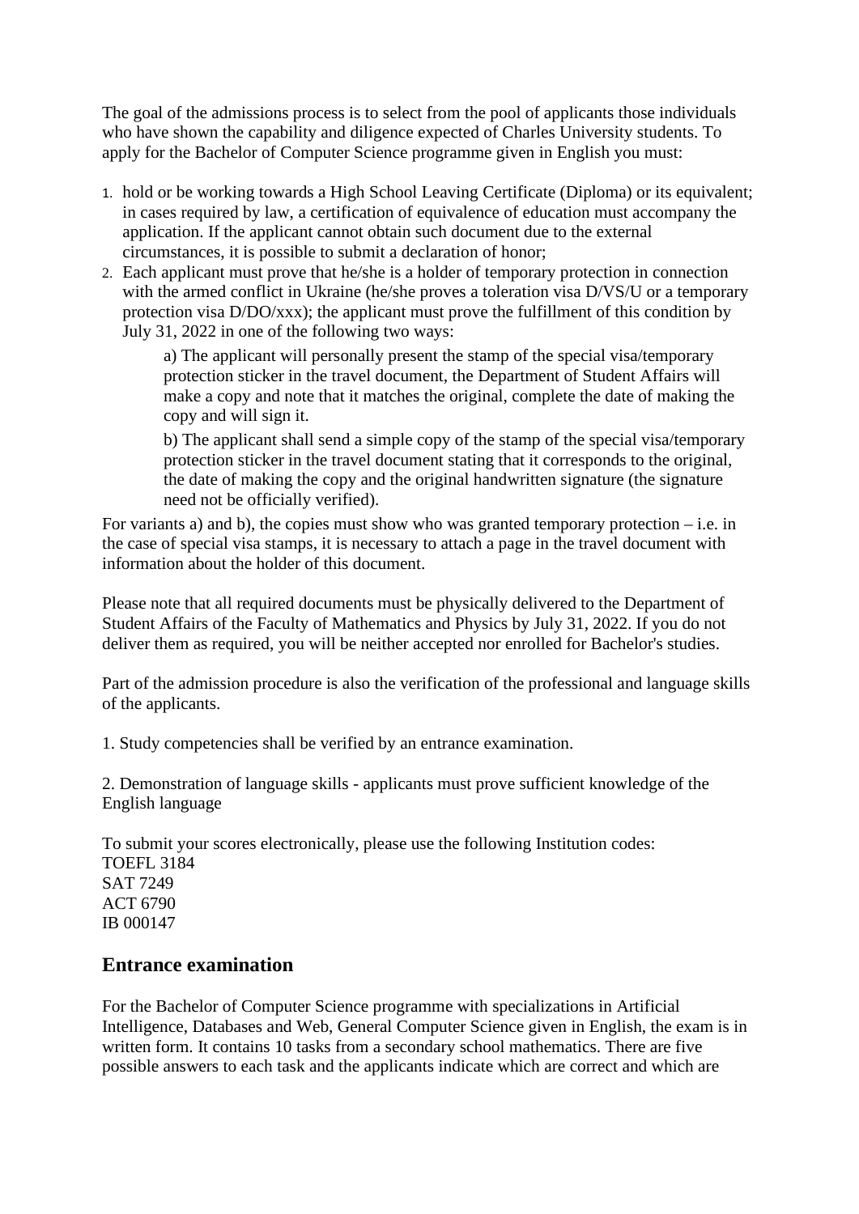The goal of the admissions process is to select from the pool of applicants those individuals who have shown the capability and diligence expected of Charles University students. To apply for the Bachelor of Computer Science programme given in English you must:

1. hold or be working towards a High School Leaving Certificate (Diploma) or its equivalent; in cases required by law, a certification of equivalence of education must accompany the application. If the applicant cannot obtain such document due to the external circumstances, it is possible to submit a declaration of honor;
2. Each applicant must prove that he/she is a holder of temporary protection in connection with the armed conflict in Ukraine (he/she proves a toleration visa D/VS/U or a temporary protection visa D/DO/xxx); the applicant must prove the fulfillment of this condition by July 31, 2022 in one of the following two ways:

   a) The applicant will personally present the stamp of the special visa/temporary protection sticker in the travel document, the Department of Student Affairs will make a copy and note that it matches the original, complete the date of making the copy and will sign it.

   b) The applicant shall send a simple copy of the stamp of the special visa/temporary protection sticker in the travel document stating that it corresponds to the original, the date of making the copy and the original handwritten signature (the signature need not be officially verified).

For variants a) and b), the copies must show who was granted temporary protection – i.e. in the case of special visa stamps, it is necessary to attach a page in the travel document with information about the holder of this document.

Please note that all required documents must be physically delivered to the Department of Student Affairs of the Faculty of Mathematics and Physics by July 31, 2022. If you do not deliver them as required, you will be neither accepted nor enrolled for Bachelor's studies.

Part of the admission procedure is also the verification of the professional and language skills of the applicants.

1. Study competencies shall be verified by an entrance examination.

2. Demonstration of language skills - applicants must prove sufficient knowledge of the English language

To submit your scores electronically, please use the following Institution codes:
TOEFL 3184
SAT 7249
ACT 6790
IB 000147

## Entrance examination

For the Bachelor of Computer Science programme with specializations in Artificial Intelligence, Databases and Web, General Computer Science given in English, the exam is in written form. It contains 10 tasks from a secondary school mathematics. There are five possible answers to each task and the applicants indicate which are correct and which are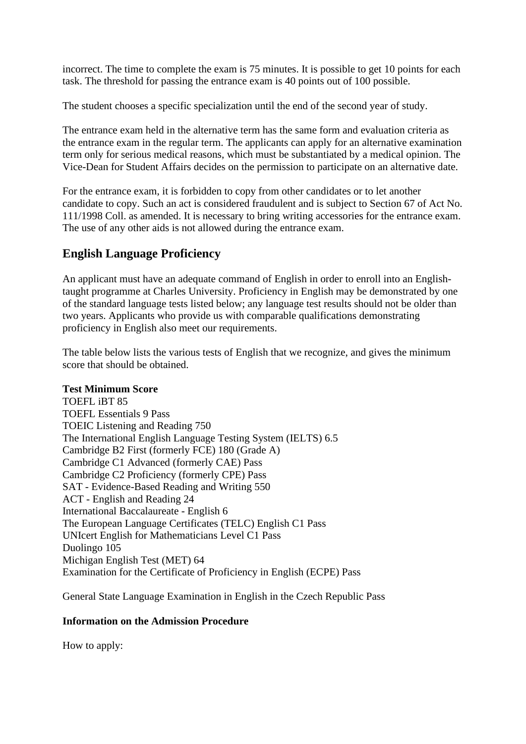incorrect. The time to complete the exam is 75 minutes. It is possible to get 10 points for each task. The threshold for passing the entrance exam is 40 points out of 100 possible.

The student chooses a specific specialization until the end of the second year of study.

The entrance exam held in the alternative term has the same form and evaluation criteria as the entrance exam in the regular term. The applicants can apply for an alternative examination term only for serious medical reasons, which must be substantiated by a medical opinion. The Vice-Dean for Student Affairs decides on the permission to participate on an alternative date.

For the entrance exam, it is forbidden to copy from other candidates or to let another candidate to copy. Such an act is considered fraudulent and is subject to Section 67 of Act No. 111/1998 Coll. as amended. It is necessary to bring writing accessories for the entrance exam. The use of any other aids is not allowed during the entrance exam.

## English Language Proficiency

An applicant must have an adequate command of English in order to enroll into an English-taught programme at Charles University. Proficiency in English may be demonstrated by one of the standard language tests listed below; any language test results should not be older than two years. Applicants who provide us with comparable qualifications demonstrating proficiency in English also meet our requirements.

The table below lists the various tests of English that we recognize, and gives the minimum score that should be obtained.

**Test Minimum Score**
TOEFL iBT 85
TOEFL Essentials 9 Pass
TOEIC Listening and Reading 750
The International English Language Testing System (IELTS) 6.5
Cambridge B2 First (formerly FCE) 180 (Grade A)
Cambridge C1 Advanced (formerly CAE) Pass
Cambridge C2 Proficiency (formerly CPE) Pass
SAT - Evidence-Based Reading and Writing 550
ACT - English and Reading 24
International Baccalaureate - English 6
The European Language Certificates (TELC) English C1 Pass
UNIcert English for Mathematicians Level C1 Pass
Duolingo 105
Michigan English Test (MET) 64
Examination for the Certificate of Proficiency in English (ECPE) Pass

General State Language Examination in English in the Czech Republic Pass

**Information on the Admission Procedure**

How to apply: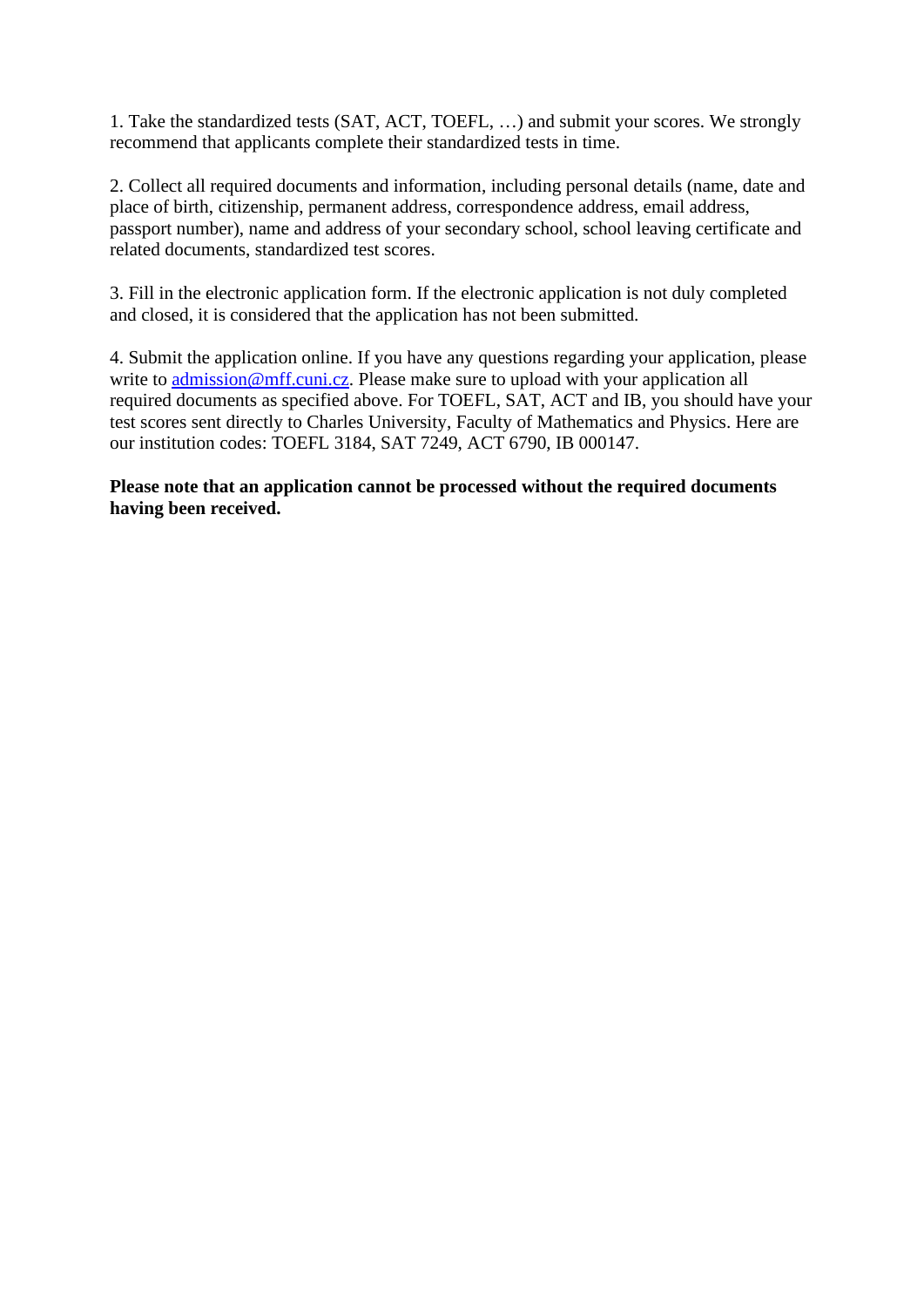1. Take the standardized tests (SAT, ACT, TOEFL, …) and submit your scores. We strongly recommend that applicants complete their standardized tests in time.

2. Collect all required documents and information, including personal details (name, date and place of birth, citizenship, permanent address, correspondence address, email address, passport number), name and address of your secondary school, school leaving certificate and related documents, standardized test scores.

3. Fill in the electronic application form. If the electronic application is not duly completed and closed, it is considered that the application has not been submitted.

4. Submit the application online. If you have any questions regarding your application, please write to admission@mff.cuni.cz. Please make sure to upload with your application all required documents as specified above. For TOEFL, SAT, ACT and IB, you should have your test scores sent directly to Charles University, Faculty of Mathematics and Physics. Here are our institution codes: TOEFL 3184, SAT 7249, ACT 6790, IB 000147.

**Please note that an application cannot be processed without the required documents having been received.**